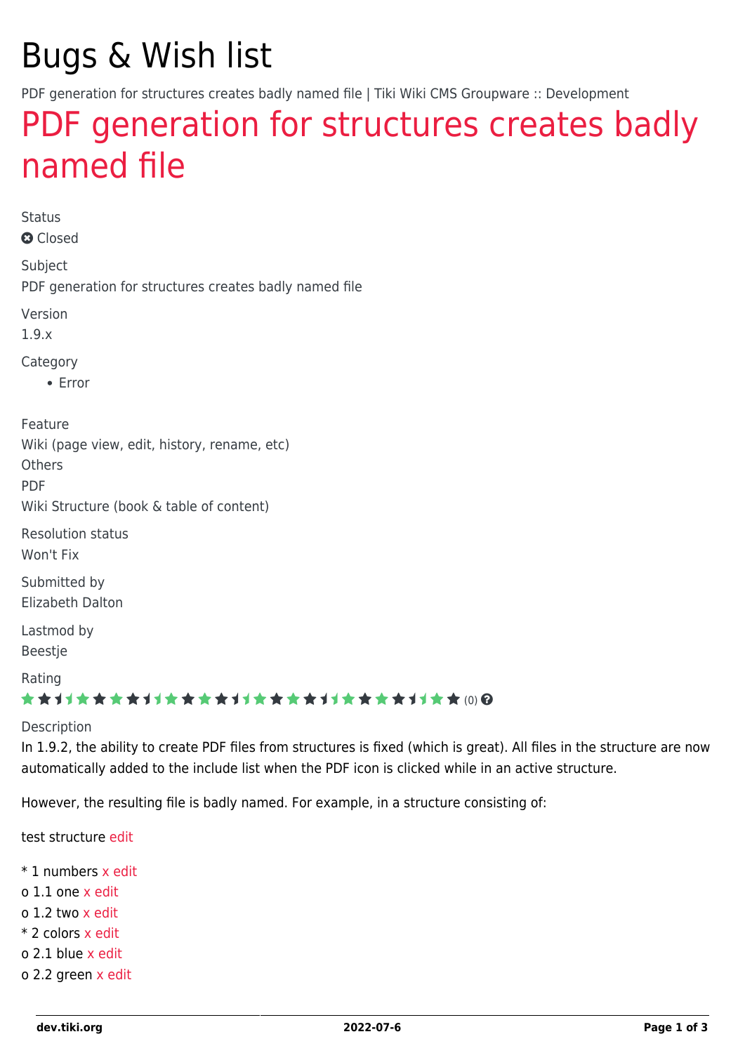# Bugs & Wish list

PDF generation for structures creates badly named file | Tiki Wiki CMS Groupware :: Development

## PDF generation for structures creates badly named file

Status

Closed

Subject

PDF generation for structures creates badly named file

Version

1.9.x

Category

- Error

Feature

Wiki (page view, edit, history, rename, etc)

Others

PDF

Wiki Structure (book & table of content)

Resolution status

Won't Fix

Submitted by

Elizabeth Dalton

Lastmod by

Beestje

Rating

(0)

Description

In 1.9.2, the ability to create PDF files from structures is fixed (which is great). All files in the structure are now automatically added to the include list when the PDF icon is clicked while in an active structure.

However, the resulting file is badly named. For example, in a structure consisting of:

test structure edit

* 1 numbers x edit
o 1.1 one x edit
o 1.2 two x edit
* 2 colors x edit
o 2.1 blue x edit
o 2.2 green x edit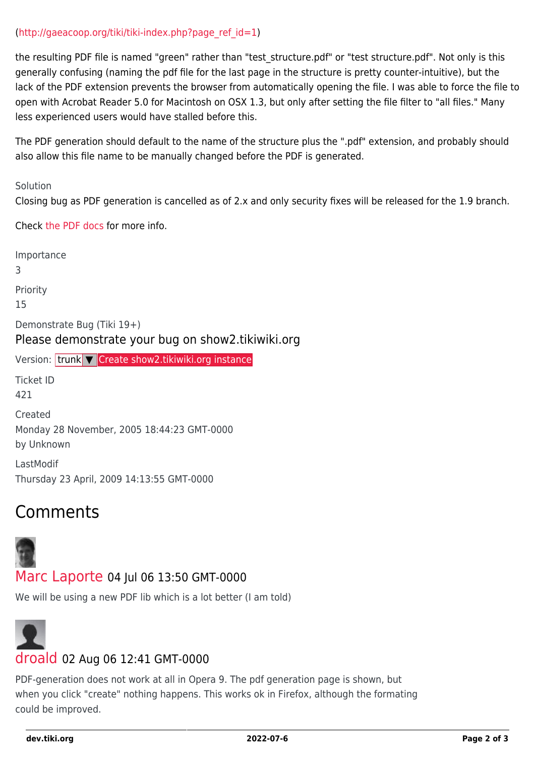(http://gaeacoop.org/tiki/tiki-index.php?page_ref_id=1)

the resulting PDF file is named "green" rather than "test_structure.pdf" or "test structure.pdf". Not only is this generally confusing (naming the pdf file for the last page in the structure is pretty counter-intuitive), but the lack of the PDF extension prevents the browser from automatically opening the file. I was able to force the file to open with Acrobat Reader 5.0 for Macintosh on OSX 1.3, but only after setting the file filter to "all files." Many less experienced users would have stalled before this.

The PDF generation should default to the name of the structure plus the ".pdf" extension, and probably should also allow this file name to be manually changed before the PDF is generated.

Solution

Closing bug as PDF generation is cancelled as of 2.x and only security fixes will be released for the 1.9 branch.

Check the PDF docs for more info.

Importance

3

Priority

15

Demonstrate Bug (Tiki 19+)

Please demonstrate your bug on show2.tikiwiki.org

Version: trunk ▼ Create show2.tikiwiki.org instance

Ticket ID

421

Created

Monday 28 November, 2005 18:44:23 GMT-0000

by Unknown

LastModif

Thursday 23 April, 2009 14:13:55 GMT-0000

## Comments

Marc Laporte 04 Jul 06 13:50 GMT-0000

We will be using a new PDF lib which is a lot better (I am told)

droald 02 Aug 06 12:41 GMT-0000

PDF-generation does not work at all in Opera 9. The pdf generation page is shown, but when you click "create" nothing happens. This works ok in Firefox, although the formating could be improved.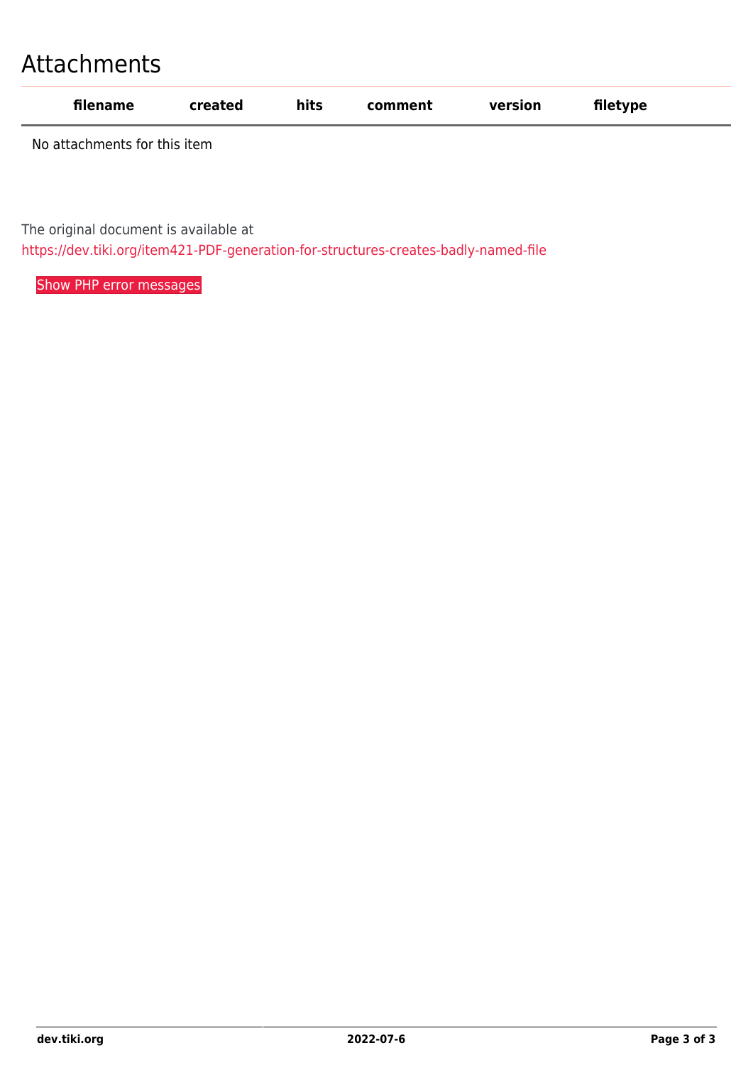# Attachments

| filename | created | hits | comment | version | filetype |
|---|---|---|---|---|---|

No attachments for this item

The original document is available at
https://dev.tiki.org/item421-PDF-generation-for-structures-creates-badly-named-file

Show PHP error messages